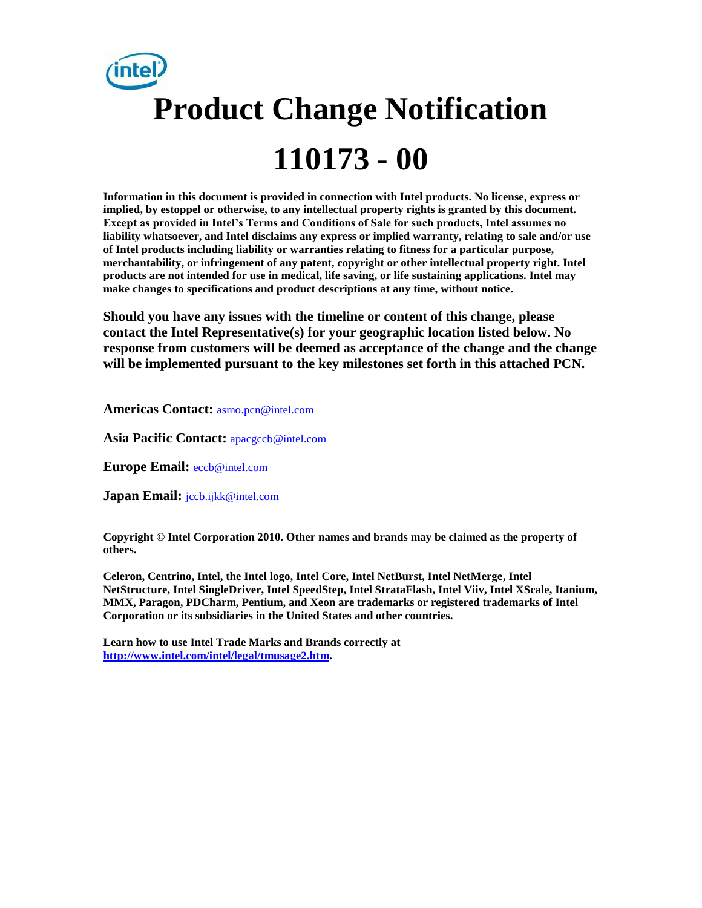# Product Change Notification

# 110173 - 00

**Information in this document is provided in connection with Intel products. No license, express or implied, by estoppel or otherwise, to any intellectual property rights is granted by this document. Except as provided in Intel's Terms and Conditions of Sale for such products, Intel assumes no liability whatsoever, and Intel disclaims any express or implied warranty, relating to sale and/or use of Intel products including liability or warranties relating to fitness for a particular purpose, merchantability, or infringement of any patent, copyright or other intellectual property right. Intel products are not intended for use in medical, life saving, or life sustaining applications. Intel may make changes to specifications and product descriptions at any time, without notice.**

**Should you have any issues with the timeline or content of this change, please contact the Intel Representative(s) for your geographic location listed below. No response from customers will be deemed as acceptance of the change and the change will be implemented pursuant to the key milestones set forth in this attached PCN.**

**Americas Contact:** asmo.pcn@intel.com

**Asia Pacific Contact:** apacgccb@intel.com

**Europe Email:** eccb@intel.com

**Japan Email:** jccb.ijkk@intel.com

**Copyright © Intel Corporation 2010. Other names and brands may be claimed as the property of others.**

**Celeron, Centrino, Intel, the Intel logo, Intel Core, Intel NetBurst, Intel NetMerge, Intel NetStructure, Intel SingleDriver, Intel SpeedStep, Intel StrataFlash, Intel Viiv, Intel XScale, Itanium, MMX, Paragon, PDCharm, Pentium, and Xeon are trademarks or registered trademarks of Intel Corporation or its subsidiaries in the United States and other countries.**

**Learn how to use Intel Trade Marks and Brands correctly at http://www.intel.com/intel/legal/tmusage2.htm.**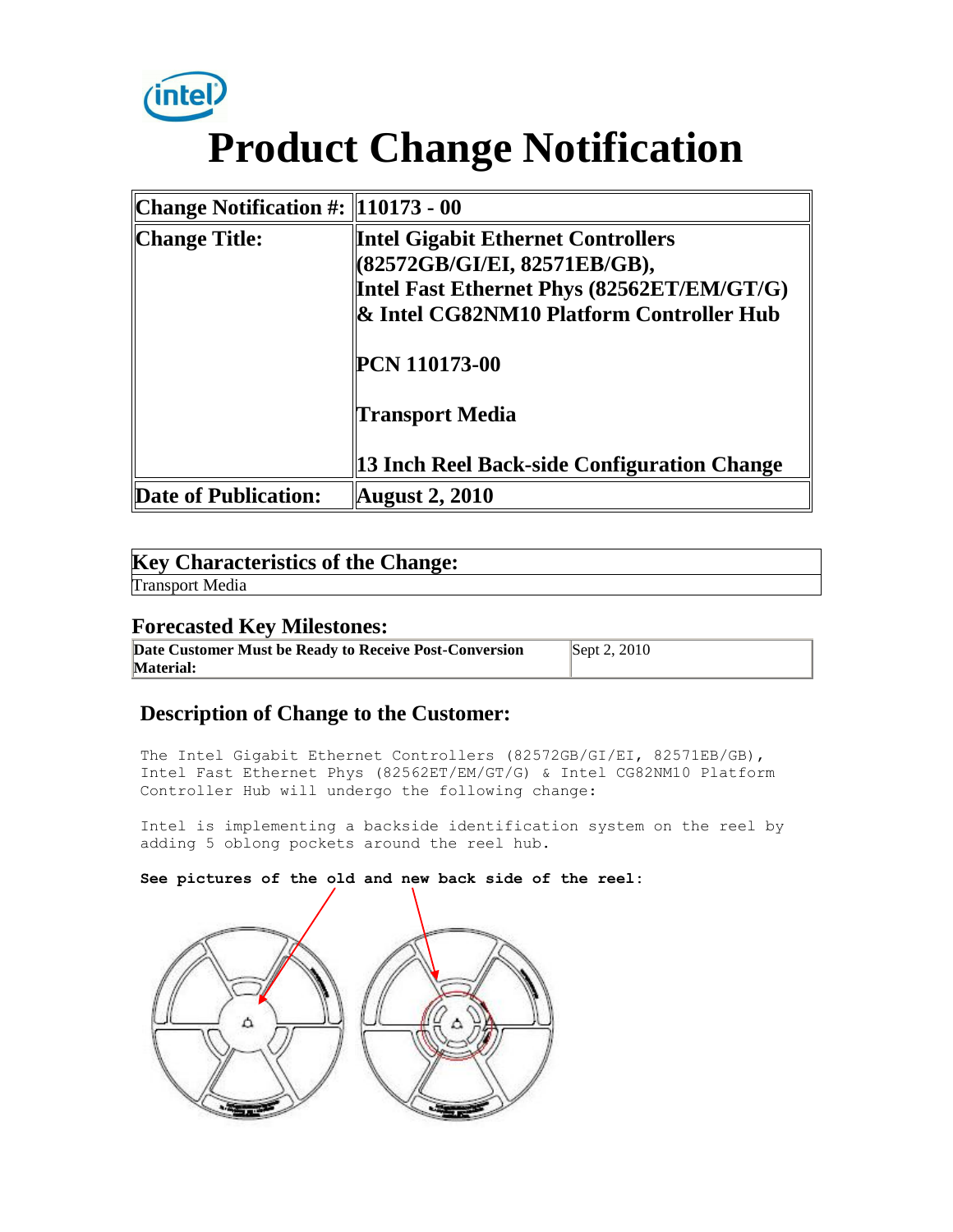# Product Change Notification

| Change Notification #: | 110173 - 00 |
| --- | --- |
| Change Title: | Intel Gigabit Ethernet Controllers (82572GB/GI/EI, 82571EB/GB), Intel Fast Ethernet Phys (82562ET/EM/GT/G) & Intel CG82NM10 Platform Controller Hub<br><br>PCN 110173-00<br><br>Transport Media<br><br>13 Inch Reel Back-side Configuration Change |
| Date of Publication: | August 2, 2010 |

| Key Characteristics of the Change: |
| --- |
| Transport Media |

## Forecasted Key Milestones:

| Date Customer Must be Ready to Receive Post-Conversion Material: | Sept 2, 2010 |
| --- | --- |

## Description of Change to the Customer:

The Intel Gigabit Ethernet Controllers (82572GB/GI/EI, 82571EB/GB), Intel Fast Ethernet Phys (82562ET/EM/GT/G) & Intel CG82NM10 Platform Controller Hub will undergo the following change:

Intel is implementing a backside identification system on the reel by adding 5 oblong pockets around the reel hub.

**See pictures of the old and new back side of the reel:**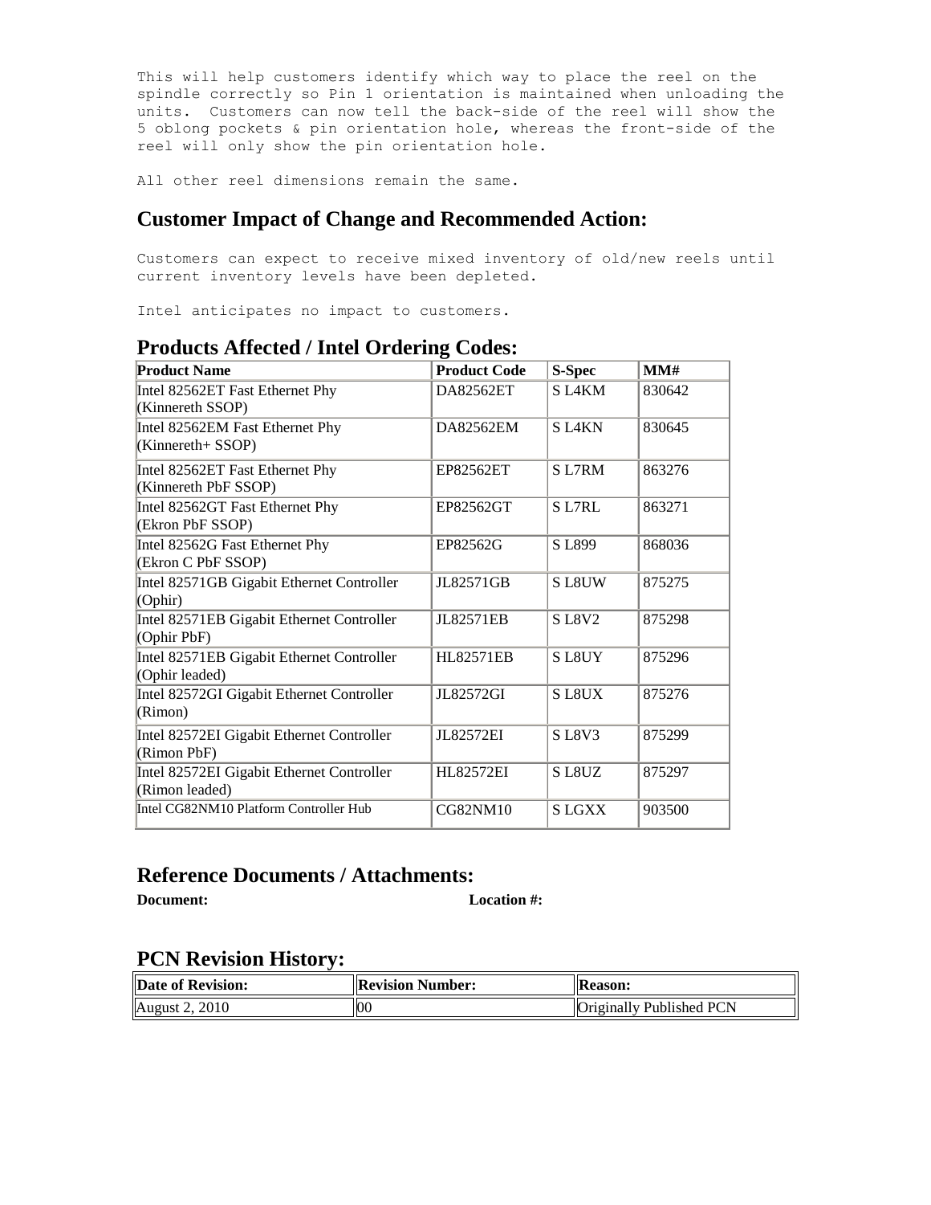This will help customers identify which way to place the reel on the spindle correctly so Pin 1 orientation is maintained when unloading the units. Customers can now tell the back-side of the reel will show the 5 oblong pockets & pin orientation hole, whereas the front-side of the reel will only show the pin orientation hole.

All other reel dimensions remain the same.

## Customer Impact of Change and Recommended Action:

Customers can expect to receive mixed inventory of old/new reels until current inventory levels have been depleted.

Intel anticipates no impact to customers.

## Products Affected / Intel Ordering Codes:

| Product Name | Product Code | S-Spec | MM# |
|---|---|---|---|
| Intel 82562ET Fast Ethernet Phy (Kinnereth SSOP) | DA82562ET | S L4KM | 830642 |
| Intel 82562EM Fast Ethernet Phy (Kinnereth+ SSOP) | DA82562EM | S L4KN | 830645 |
| Intel 82562ET Fast Ethernet Phy (Kinnereth PbF SSOP) | EP82562ET | S L7RM | 863276 |
| Intel 82562GT Fast Ethernet Phy (Ekron PbF SSOP) | EP82562GT | S L7RL | 863271 |
| Intel 82562G Fast Ethernet Phy (Ekron C PbF SSOP) | EP82562G | S L899 | 868036 |
| Intel 82571GB Gigabit Ethernet Controller (Ophir) | JL82571GB | S L8UW | 875275 |
| Intel 82571EB Gigabit Ethernet Controller (Ophir PbF) | JL82571EB | S L8V2 | 875298 |
| Intel 82571EB Gigabit Ethernet Controller (Ophir leaded) | HL82571EB | S L8UY | 875296 |
| Intel 82572GI Gigabit Ethernet Controller (Rimon) | JL82572GI | S L8UX | 875276 |
| Intel 82572EI Gigabit Ethernet Controller (Rimon PbF) | JL82572EI | S L8V3 | 875299 |
| Intel 82572EI Gigabit Ethernet Controller (Rimon leaded) | HL82572EI | S L8UZ | 875297 |
| Intel CG82NM10 Platform Controller Hub | CG82NM10 | S LGXX | 903500 |

## Reference Documents / Attachments:

**Document:** **Location #:**

## PCN Revision History:

| Date of Revision: | Revision Number: | Reason: |
|---|---|---|
| August 2, 2010 | 00 | Originally Published PCN |